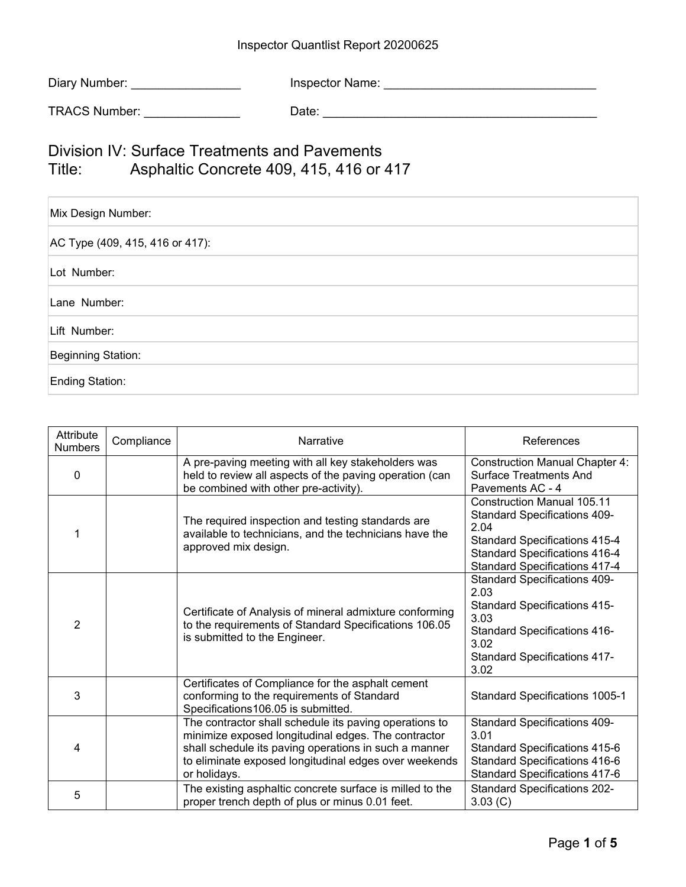Inspector Quantlist Report 20200625

Diary Number: ________________ Inspector Name: _______________________________

TRACS Number: ______________ Date: _________________________________________

# Division IV: Surface Treatments and Pavements

# Title: Asphaltic Concrete 409, 415, 416 or 417

| |
|---|
| Mix Design Number: |
| AC Type (409, 415, 416 or 417): |
| Lot Number: |
| Lane Number: |
| Lift Number: |
| Beginning Station: |
| Ending Station: |

| Attribute Numbers | Compliance | Narrative | References |
|---|---|---|---|
| 0 | | A pre-paving meeting with all key stakeholders was held to review all aspects of the paving operation (can be combined with other pre-activity). | Construction Manual Chapter 4: Surface Treatments And Pavements AC - 4 |
| 1 | | The required inspection and testing standards are available to technicians, and the technicians have the approved mix design. | Construction Manual 105.11<br>Standard Specifications 409-2.04<br>Standard Specifications 415-4<br>Standard Specifications 416-4<br>Standard Specifications 417-4 |
| 2 | | Certificate of Analysis of mineral admixture conforming to the requirements of Standard Specifications 106.05 is submitted to the Engineer. | Standard Specifications 409-2.03<br>Standard Specifications 415-3.03<br>Standard Specifications 416-3.02<br>Standard Specifications 417-3.02 |
| 3 | | Certificates of Compliance for the asphalt cement conforming to the requirements of Standard Specifications106.05 is submitted. | Standard Specifications 1005-1 |
| 4 | | The contractor shall schedule its paving operations to minimize exposed longitudinal edges. The contractor shall schedule its paving operations in such a manner to eliminate exposed longitudinal edges over weekends or holidays. | Standard Specifications 409-3.01<br>Standard Specifications 415-6<br>Standard Specifications 416-6<br>Standard Specifications 417-6 |
| 5 | | The existing asphaltic concrete surface is milled to the proper trench depth of plus or minus 0.01 feet. | Standard Specifications 202-3.03 (C) |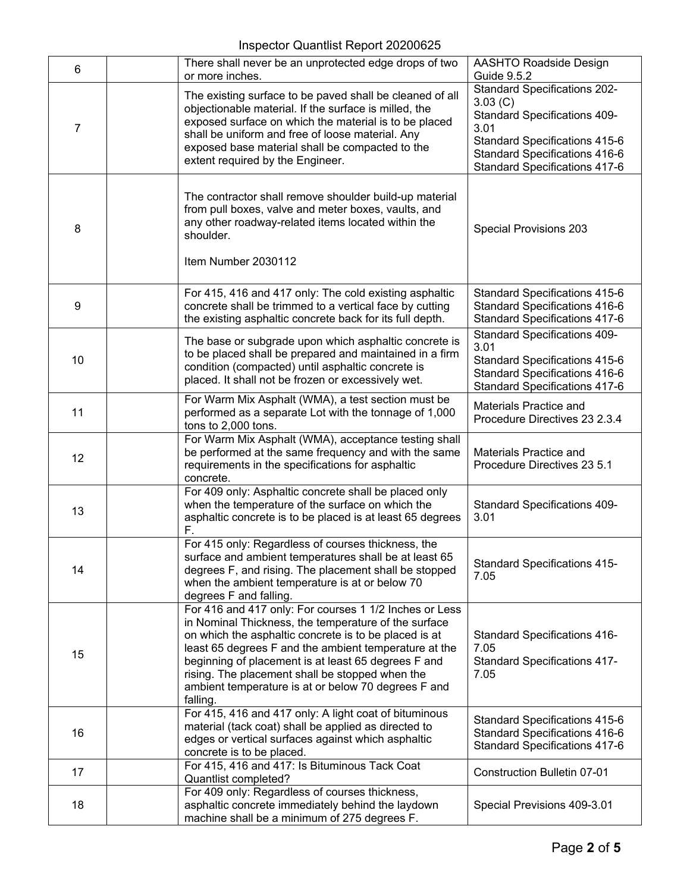| | | | |
|---|---|---|---|
| 6 | | There shall never be an unprotected edge drops of two or more inches. | AASHTO Roadside Design Guide 9.5.2 |
| 7 | | The existing surface to be paved shall be cleaned of all objectionable material. If the surface is milled, the exposed surface on which the material is to be placed shall be uniform and free of loose material. Any exposed base material shall be compacted to the extent required by the Engineer. | Standard Specifications 202-3.03 (C)<br>Standard Specifications 409-3.01<br>Standard Specifications 415-6<br>Standard Specifications 416-6<br>Standard Specifications 417-6 |
| 8 | | The contractor shall remove shoulder build-up material from pull boxes, valve and meter boxes, vaults, and any other roadway-related items located within the shoulder.<br><br>Item Number 2030112 | Special Provisions 203 |
| 9 | | For 415, 416 and 417 only: The cold existing asphaltic concrete shall be trimmed to a vertical face by cutting the existing asphaltic concrete back for its full depth. | Standard Specifications 415-6<br>Standard Specifications 416-6<br>Standard Specifications 417-6 |
| 10 | | The base or subgrade upon which asphaltic concrete is to be placed shall be prepared and maintained in a firm condition (compacted) until asphaltic concrete is placed. It shall not be frozen or excessively wet. | Standard Specifications 409-3.01<br>Standard Specifications 415-6<br>Standard Specifications 416-6<br>Standard Specifications 417-6 |
| 11 | | For Warm Mix Asphalt (WMA), a test section must be performed as a separate Lot with the tonnage of 1,000 tons to 2,000 tons. | Materials Practice and Procedure Directives 23 2.3.4 |
| 12 | | For Warm Mix Asphalt (WMA), acceptance testing shall be performed at the same frequency and with the same requirements in the specifications for asphaltic concrete. | Materials Practice and Procedure Directives 23 5.1 |
| 13 | | For 409 only: Asphaltic concrete shall be placed only when the temperature of the surface on which the asphaltic concrete is to be placed is at least 65 degrees F. | Standard Specifications 409-3.01 |
| 14 | | For 415 only: Regardless of courses thickness, the surface and ambient temperatures shall be at least 65 degrees F, and rising. The placement shall be stopped when the ambient temperature is at or below 70 degrees F and falling. | Standard Specifications 415-7.05 |
| 15 | | For 416 and 417 only: For courses 1 1/2 Inches or Less in Nominal Thickness, the temperature of the surface on which the asphaltic concrete is to be placed is at least 65 degrees F and the ambient temperature at the beginning of placement is at least 65 degrees F and rising. The placement shall be stopped when the ambient temperature is at or below 70 degrees F and falling. | Standard Specifications 416-7.05<br>Standard Specifications 417-7.05 |
| 16 | | For 415, 416 and 417 only: A light coat of bituminous material (tack coat) shall be applied as directed to edges or vertical surfaces against which asphaltic concrete is to be placed. | Standard Specifications 415-6<br>Standard Specifications 416-6<br>Standard Specifications 417-6 |
| 17 | | For 415, 416 and 417: Is Bituminous Tack Coat Quantlist completed? | Construction Bulletin 07-01 |
| 18 | | For 409 only: Regardless of courses thickness, asphaltic concrete immediately behind the laydown machine shall be a minimum of 275 degrees F. | Special Previsions 409-3.01 |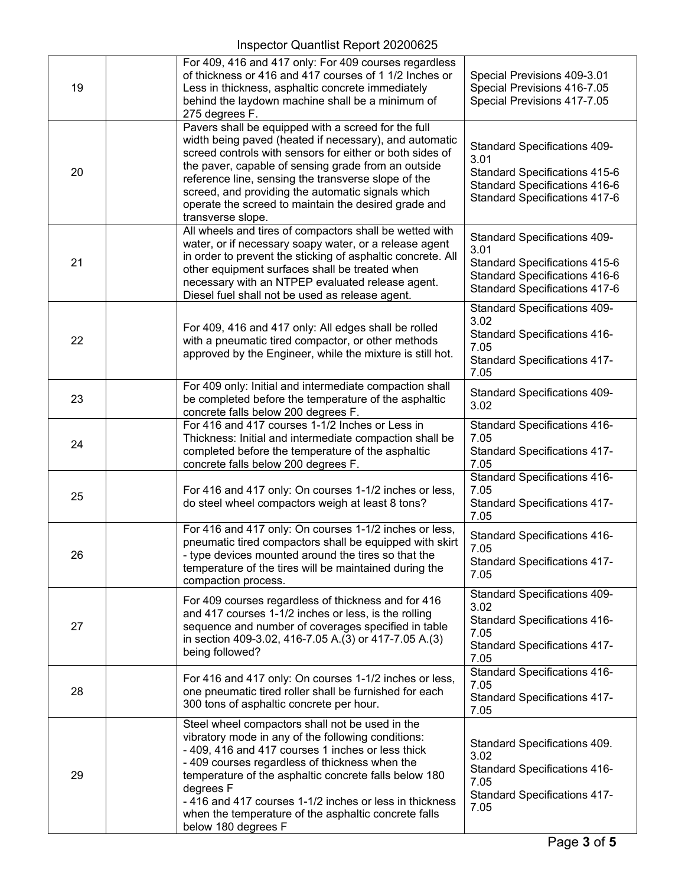| | | | |
|---|---|---|---|
| 19 | | For 409, 416 and 417 only: For 409 courses regardless of thickness or 416 and 417 courses of 1 1/2 Inches or Less in thickness, asphaltic concrete immediately behind the laydown machine shall be a minimum of 275 degrees F. | Special Previsions 409-3.01<br>Special Previsions 416-7.05<br>Special Previsions 417-7.05 |
| 20 | | Pavers shall be equipped with a screed for the full width being paved (heated if necessary), and automatic screed controls with sensors for either or both sides of the paver, capable of sensing grade from an outside reference line, sensing the transverse slope of the screed, and providing the automatic signals which operate the screed to maintain the desired grade and transverse slope. | Standard Specifications 409-3.01<br>Standard Specifications 415-6<br>Standard Specifications 416-6<br>Standard Specifications 417-6 |
| 21 | | All wheels and tires of compactors shall be wetted with water, or if necessary soapy water, or a release agent in order to prevent the sticking of asphaltic concrete. All other equipment surfaces shall be treated when necessary with an NTPEP evaluated release agent. Diesel fuel shall not be used as release agent. | Standard Specifications 409-3.01<br>Standard Specifications 415-6<br>Standard Specifications 416-6<br>Standard Specifications 417-6 |
| 22 | | For 409, 416 and 417 only: All edges shall be rolled with a pneumatic tired compactor, or other methods approved by the Engineer, while the mixture is still hot. | Standard Specifications 409-3.02<br>Standard Specifications 416-7.05<br>Standard Specifications 417-7.05 |
| 23 | | For 409 only: Initial and intermediate compaction shall be completed before the temperature of the asphaltic concrete falls below 200 degrees F. | Standard Specifications 409-3.02 |
| 24 | | For 416 and 417 courses 1-1/2 Inches or Less in Thickness: Initial and intermediate compaction shall be completed before the temperature of the asphaltic concrete falls below 200 degrees F. | Standard Specifications 416-7.05<br>Standard Specifications 417-7.05 |
| 25 | | For 416 and 417 only: On courses 1-1/2 inches or less, do steel wheel compactors weigh at least 8 tons? | Standard Specifications 416-7.05<br>Standard Specifications 417-7.05 |
| 26 | | For 416 and 417 only: On courses 1-1/2 inches or less, pneumatic tired compactors shall be equipped with skirt - type devices mounted around the tires so that the temperature of the tires will be maintained during the compaction process. | Standard Specifications 416-7.05<br>Standard Specifications 417-7.05 |
| 27 | | For 409 courses regardless of thickness and for 416 and 417 courses 1-1/2 inches or less, is the rolling sequence and number of coverages specified in table in section 409-3.02, 416-7.05 A.(3) or 417-7.05 A.(3) being followed? | Standard Specifications 409-3.02<br>Standard Specifications 416-7.05<br>Standard Specifications 417-7.05 |
| 28 | | For 416 and 417 only: On courses 1-1/2 inches or less, one pneumatic tired roller shall be furnished for each 300 tons of asphaltic concrete per hour. | Standard Specifications 416-7.05<br>Standard Specifications 417-7.05 |
| 29 | | Steel wheel compactors shall not be used in the vibratory mode in any of the following conditions:<br>- 409, 416 and 417 courses 1 inches or less thick<br>- 409 courses regardless of thickness when the temperature of the asphaltic concrete falls below 180 degrees F<br>- 416 and 417 courses 1-1/2 inches or less in thickness when the temperature of the asphaltic concrete falls below 180 degrees F | Standard Specifications 409. 3.02<br>Standard Specifications 416-7.05<br>Standard Specifications 417-7.05 |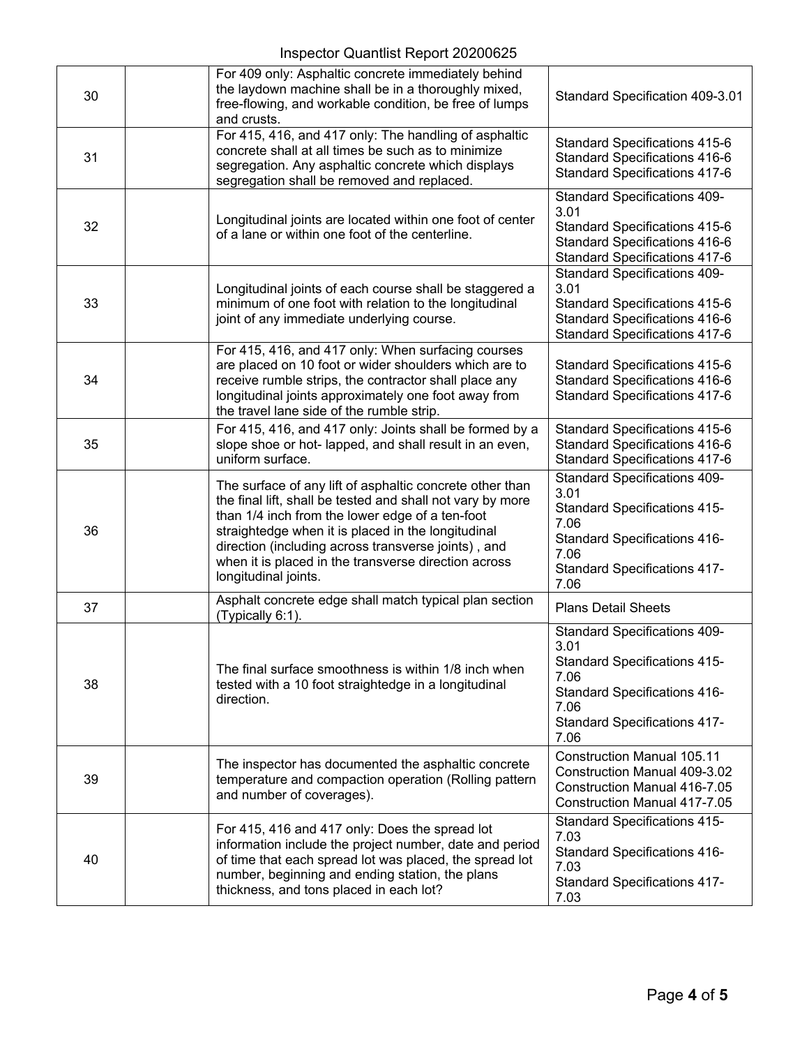| | | | |
|---|---|---|---|
| 30 | | For 409 only: Asphaltic concrete immediately behind the laydown machine shall be in a thoroughly mixed, free-flowing, and workable condition, be free of lumps and crusts. | Standard Specification 409-3.01 |
| 31 | | For 415, 416, and 417 only: The handling of asphaltic concrete shall at all times be such as to minimize segregation. Any asphaltic concrete which displays segregation shall be removed and replaced. | Standard Specifications 415-6<br>Standard Specifications 416-6<br>Standard Specifications 417-6 |
| 32 | | Longitudinal joints are located within one foot of center of a lane or within one foot of the centerline. | Standard Specifications 409-3.01<br>Standard Specifications 415-6<br>Standard Specifications 416-6<br>Standard Specifications 417-6 |
| 33 | | Longitudinal joints of each course shall be staggered a minimum of one foot with relation to the longitudinal joint of any immediate underlying course. | Standard Specifications 409-3.01<br>Standard Specifications 415-6<br>Standard Specifications 416-6<br>Standard Specifications 417-6 |
| 34 | | For 415, 416, and 417 only: When surfacing courses are placed on 10 foot or wider shoulders which are to receive rumble strips, the contractor shall place any longitudinal joints approximately one foot away from the travel lane side of the rumble strip. | Standard Specifications 415-6<br>Standard Specifications 416-6<br>Standard Specifications 417-6 |
| 35 | | For 415, 416, and 417 only: Joints shall be formed by a slope shoe or hot- lapped, and shall result in an even, uniform surface. | Standard Specifications 415-6<br>Standard Specifications 416-6<br>Standard Specifications 417-6 |
| 36 | | The surface of any lift of asphaltic concrete other than the final lift, shall be tested and shall not vary by more than 1/4 inch from the lower edge of a ten-foot straightedge when it is placed in the longitudinal direction (including across transverse joints) , and when it is placed in the transverse direction across longitudinal joints. | Standard Specifications 409-3.01<br>Standard Specifications 415-7.06<br>Standard Specifications 416-7.06<br>Standard Specifications 417-7.06 |
| 37 | | Asphalt concrete edge shall match typical plan section (Typically 6:1). | Plans Detail Sheets |
| 38 | | The final surface smoothness is within 1/8 inch when tested with a 10 foot straightedge in a longitudinal direction. | Standard Specifications 409-3.01<br>Standard Specifications 415-7.06<br>Standard Specifications 416-7.06<br>Standard Specifications 417-7.06 |
| 39 | | The inspector has documented the asphaltic concrete temperature and compaction operation (Rolling pattern and number of coverages). | Construction Manual 105.11<br>Construction Manual 409-3.02<br>Construction Manual 416-7.05<br>Construction Manual 417-7.05 |
| 40 | | For 415, 416 and 417 only: Does the spread lot information include the project number, date and period of time that each spread lot was placed, the spread lot number, beginning and ending station, the plans thickness, and tons placed in each lot? | Standard Specifications 415-7.03<br>Standard Specifications 416-7.03<br>Standard Specifications 417-7.03 |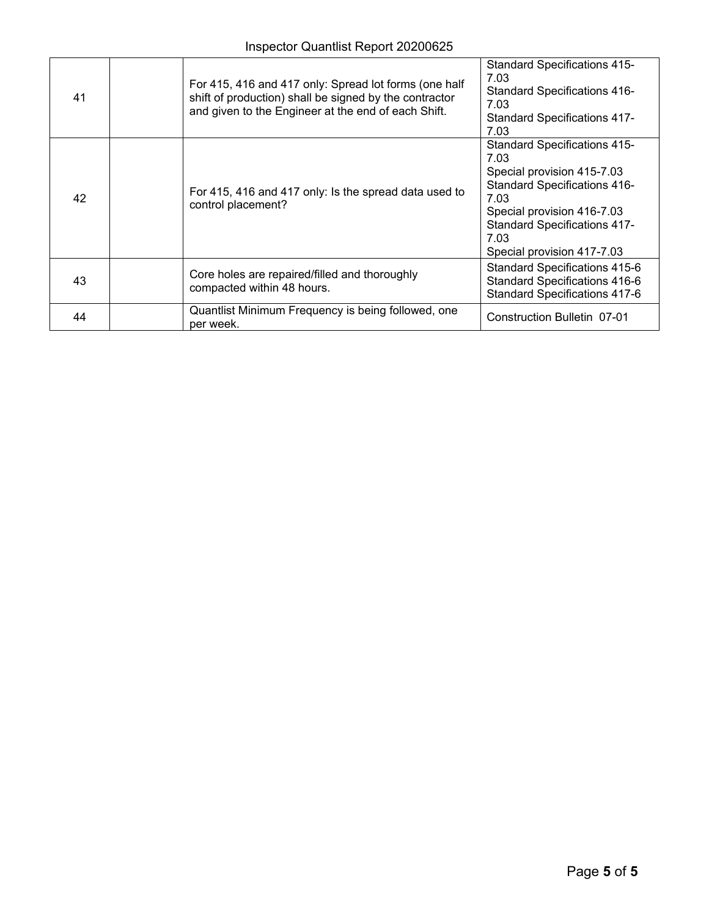| | | | |
|---|---|---|---|
| 41 | | For 415, 416 and 417 only: Spread lot forms (one half shift of production) shall be signed by the contractor and given to the Engineer at the end of each Shift. | Standard Specifications 415-7.03<br>Standard Specifications 416-7.03<br>Standard Specifications 417-7.03 |
| 42 | | For 415, 416 and 417 only: Is the spread data used to control placement? | Standard Specifications 415-7.03<br>Special provision 415-7.03<br>Standard Specifications 416-7.03<br>Special provision 416-7.03<br>Standard Specifications 417-7.03<br>Special provision 417-7.03 |
| 43 | | Core holes are repaired/filled and thoroughly compacted within 48 hours. | Standard Specifications 415-6<br>Standard Specifications 416-6<br>Standard Specifications 417-6 |
| 44 | | Quantlist Minimum Frequency is being followed, one per week. | Construction Bulletin 07-01 |